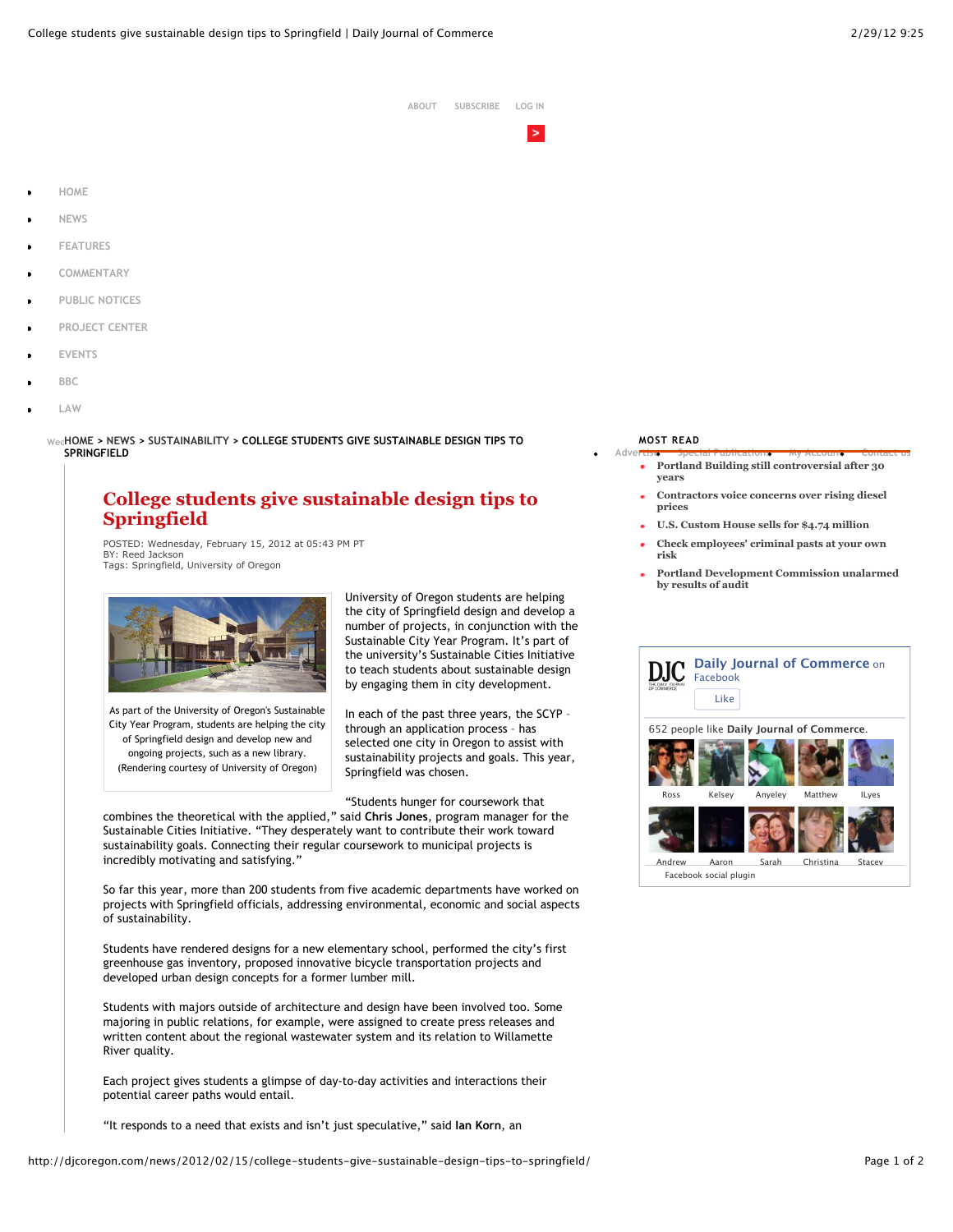ABOUT SUBSCRIBE LOG IN

- HOME
- NEWS
- FEATURES
- COMMENTARY
- PUBLIC NOTICES
- PROJECT CENTER
- EVENTS
- BBC
- LAW

HOME > NEWS > SUSTAINABILITY > **COLLEGE STUDENTS GIVE SUSTAINABLE DESIGN TIPS TO SPRINGFIELD**

# College students give sustainable design tips to Springfield

POSTED: Wednesday, February 15, 2012 at 05:43 PM PT
BY: Reed Jackson
Tags: Springfield, University of Oregon

As part of the University of Oregon's Sustainable City Year Program, students are helping the city of Springfield design and develop new and ongoing projects, such as a new library. (Rendering courtesy of University of Oregon)

University of Oregon students are helping the city of Springfield design and develop a number of projects, in conjunction with the Sustainable City Year Program. It's part of the university's Sustainable Cities Initiative to teach students about sustainable design by engaging them in city development.

In each of the past three years, the SCYP – through an application process – has selected one city in Oregon to assist with sustainability projects and goals. This year, Springfield was chosen.

"Students hunger for coursework that combines the theoretical with the applied," said **Chris Jones**, program manager for the Sustainable Cities Initiative. "They desperately want to contribute their work toward sustainability goals. Connecting their regular coursework to municipal projects is incredibly motivating and satisfying."

So far this year, more than 200 students from five academic departments have worked on projects with Springfield officials, addressing environmental, economic and social aspects of sustainability.

Students have rendered designs for a new elementary school, performed the city's first greenhouse gas inventory, proposed innovative bicycle transportation projects and developed urban design concepts for a former lumber mill.

Students with majors outside of architecture and design have been involved too. Some majoring in public relations, for example, were assigned to create press releases and written content about the regional wastewater system and its relation to Willamette River quality.

Each project gives students a glimpse of day-to-day activities and interactions their potential career paths would entail.

"It responds to a need that exists and isn't just speculative," said **Ian Korn**, an

## MOST READ

- **Portland Building still controversial after 30 years**
- **Contractors voice concerns over rising diesel prices**
- **U.S. Custom House sells for $4.74 million**
- **Check employees' criminal pasts at your own risk**
- **Portland Development Commission unalarmed by results of audit**

**Daily Journal of Commerce** on Facebook

Like

652 people like **Daily Journal of Commerce**.

Ross Kelsey Anyeley Matthew ILyes Andrew Aaron Sarah Christina Stacey

Facebook social plugin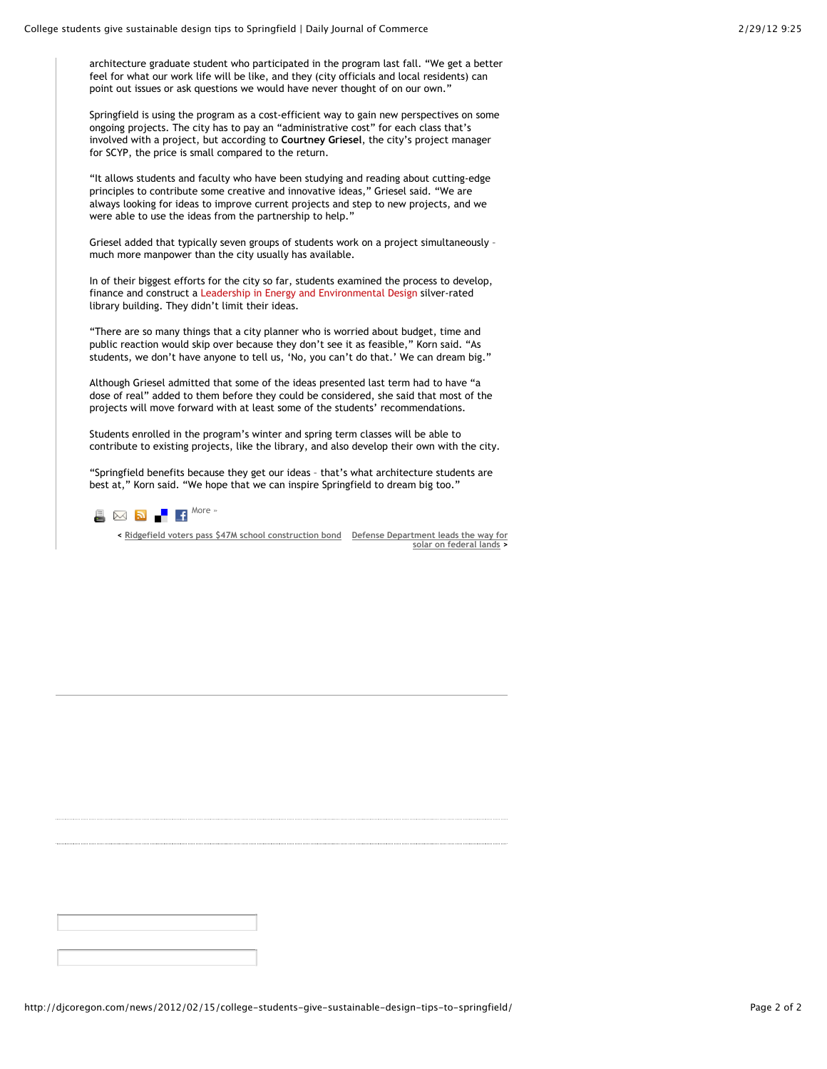architecture graduate student who participated in the program last fall. "We get a better feel for what our work life will be like, and they (city officials and local residents) can point out issues or ask questions we would have never thought of on our own."

Springfield is using the program as a cost-efficient way to gain new perspectives on some ongoing projects. The city has to pay an "administrative cost" for each class that's involved with a project, but according to **Courtney Griesel**, the city's project manager for SCYP, the price is small compared to the return.

"It allows students and faculty who have been studying and reading about cutting-edge principles to contribute some creative and innovative ideas," Griesel said. "We are always looking for ideas to improve current projects and step to new projects, and we were able to use the ideas from the partnership to help."

Griesel added that typically seven groups of students work on a project simultaneously – much more manpower than the city usually has available.

In of their biggest efforts for the city so far, students examined the process to develop, finance and construct a Leadership in Energy and Environmental Design silver-rated library building. They didn't limit their ideas.

"There are so many things that a city planner who is worried about budget, time and public reaction would skip over because they don't see it as feasible," Korn said. "As students, we don't have anyone to tell us, 'No, you can't do that.' We can dream big."

Although Griesel admitted that some of the ideas presented last term had to have "a dose of real" added to them before they could be considered, she said that most of the projects will move forward with at least some of the students' recommendations.

Students enrolled in the program's winter and spring term classes will be able to contribute to existing projects, like the library, and also develop their own with the city.

"Springfield benefits because they get our ideas – that's what architecture students are best at," Korn said. "We hope that we can inspire Springfield to dream big too."

More »

< Ridgefield voters pass $47M school construction bond     Defense Department leads the way for solar on federal lands >